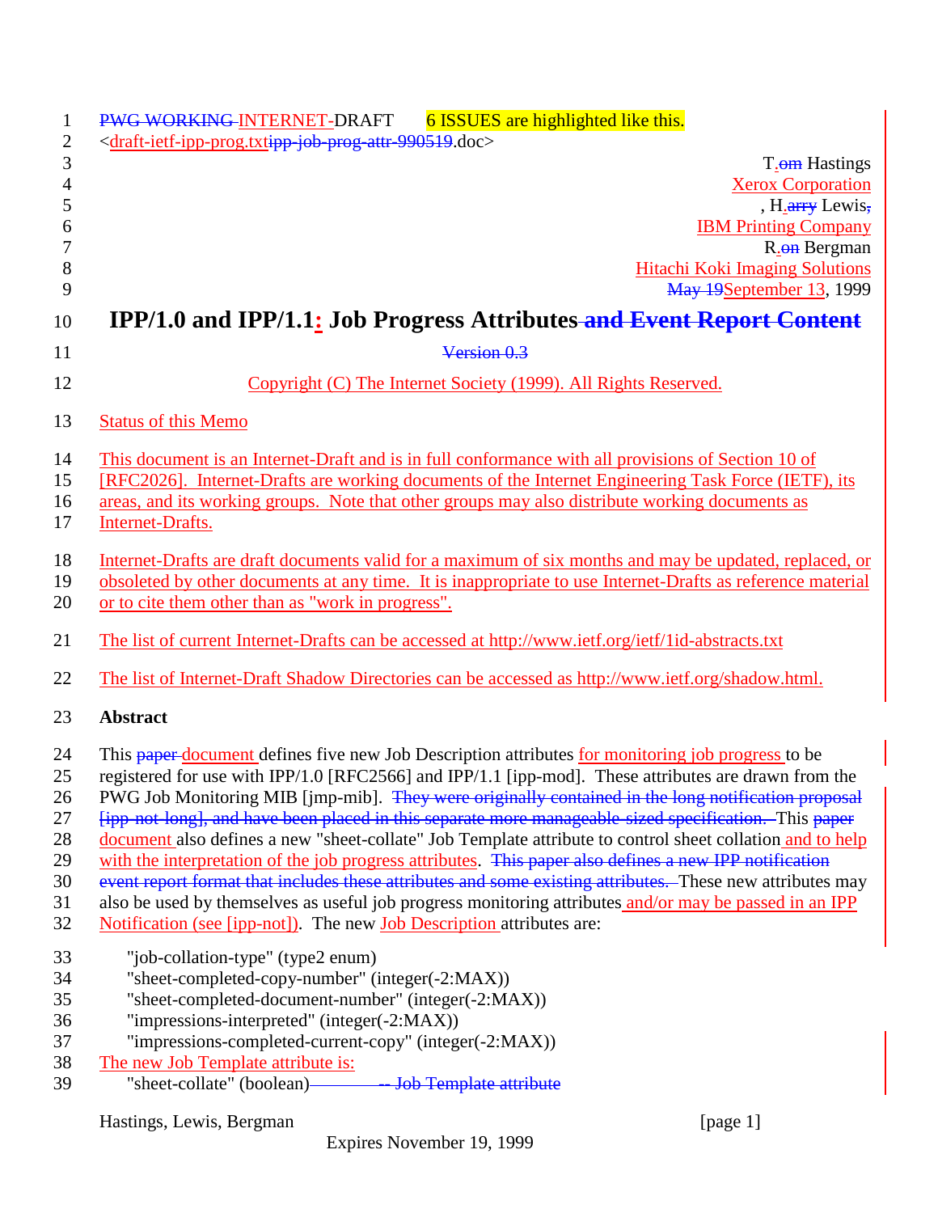PWG WORKING INTERNET-DRAFT 6 ISSUES are highlighted like this.

<draft-ietf-ipp-prog.txtipp-job-prog-attr-990519.doc>

T.om Hastings
Xerox Corporation
, H.arry Lewis,
IBM Printing Company
R.on Bergman
Hitachi Koki Imaging Solutions
May 19September 13, 1999

# IPP/1.0 and IPP/1.1: Job Progress Attributes and Event Report Content

Version 0.3

Copyright (C) The Internet Society (1999). All Rights Reserved.

## Status of this Memo

This document is an Internet-Draft and is in full conformance with all provisions of Section 10 of [RFC2026]. Internet-Drafts are working documents of the Internet Engineering Task Force (IETF), its areas, and its working groups. Note that other groups may also distribute working documents as Internet-Drafts.

Internet-Drafts are draft documents valid for a maximum of six months and may be updated, replaced, or obsoleted by other documents at any time. It is inappropriate to use Internet-Drafts as reference material or to cite them other than as "work in progress".

The list of current Internet-Drafts can be accessed at http://www.ietf.org/ietf/1id-abstracts.txt

The list of Internet-Draft Shadow Directories can be accessed as http://www.ietf.org/shadow.html.

## Abstract

This paper document defines five new Job Description attributes for monitoring job progress to be registered for use with IPP/1.0 [RFC2566] and IPP/1.1 [ipp-mod]. These attributes are drawn from the PWG Job Monitoring MIB [jmp-mib]. They were originally contained in the long notification proposal [ipp-not-long], and have been placed in this separate more manageable-sized specification. This paper document also defines a new "sheet-collate" Job Template attribute to control sheet collation and to help with the interpretation of the job progress attributes. This paper also defines a new IPP notification event report format that includes these attributes and some existing attributes. These new attributes may also be used by themselves as useful job progress monitoring attributes and/or may be passed in an IPP Notification (see [ipp-not]). The new Job Description attributes are:

    "job-collation-type" (type2 enum)
    "sheet-completed-copy-number" (integer(-2:MAX))
    "sheet-completed-document-number" (integer(-2:MAX))
    "impressions-interpreted" (integer(-2:MAX))
    "impressions-completed-current-copy" (integer(-2:MAX))

The new Job Template attribute is:

    "sheet-collate" (boolean) -- Job Template attribute

Expires November 19, 1999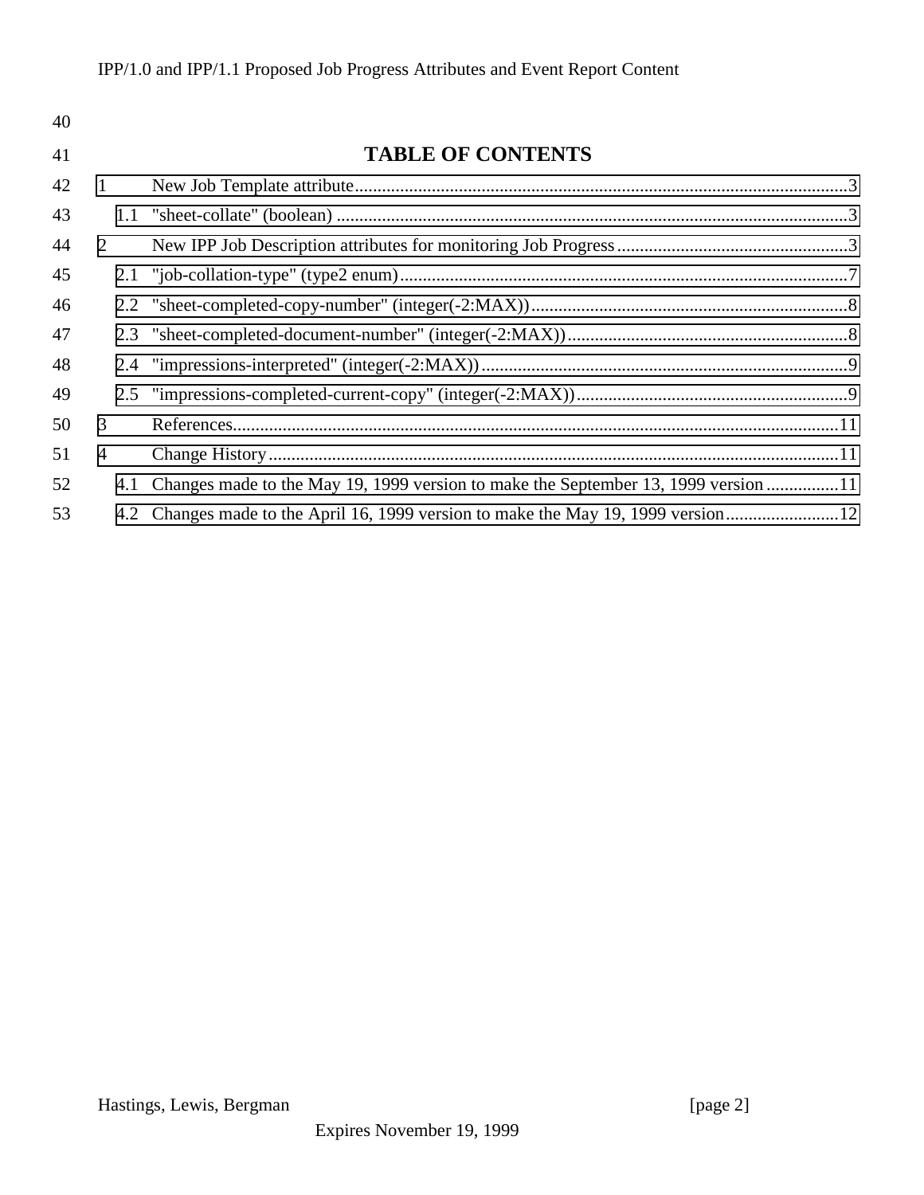# TABLE OF CONTENTS

1 New Job Template attribute....................................3

1.1 "sheet-collate" (boolean) ....................................3

2 New IPP Job Description attributes for monitoring Job Progress....................................3

2.1 "job-collation-type" (type2 enum)....................................7

2.2 "sheet-completed-copy-number" (integer(-2:MAX))....................................8

2.3 "sheet-completed-document-number" (integer(-2:MAX))....................................8

2.4 "impressions-interpreted" (integer(-2:MAX))....................................9

2.5 "impressions-completed-current-copy" (integer(-2:MAX))....................................9

3 References....................................11

4 Change History....................................11

4.1 Changes made to the May 19, 1999 version to make the September 13, 1999 version ....................................11

4.2 Changes made to the April 16, 1999 version to make the May 19, 1999 version....................................12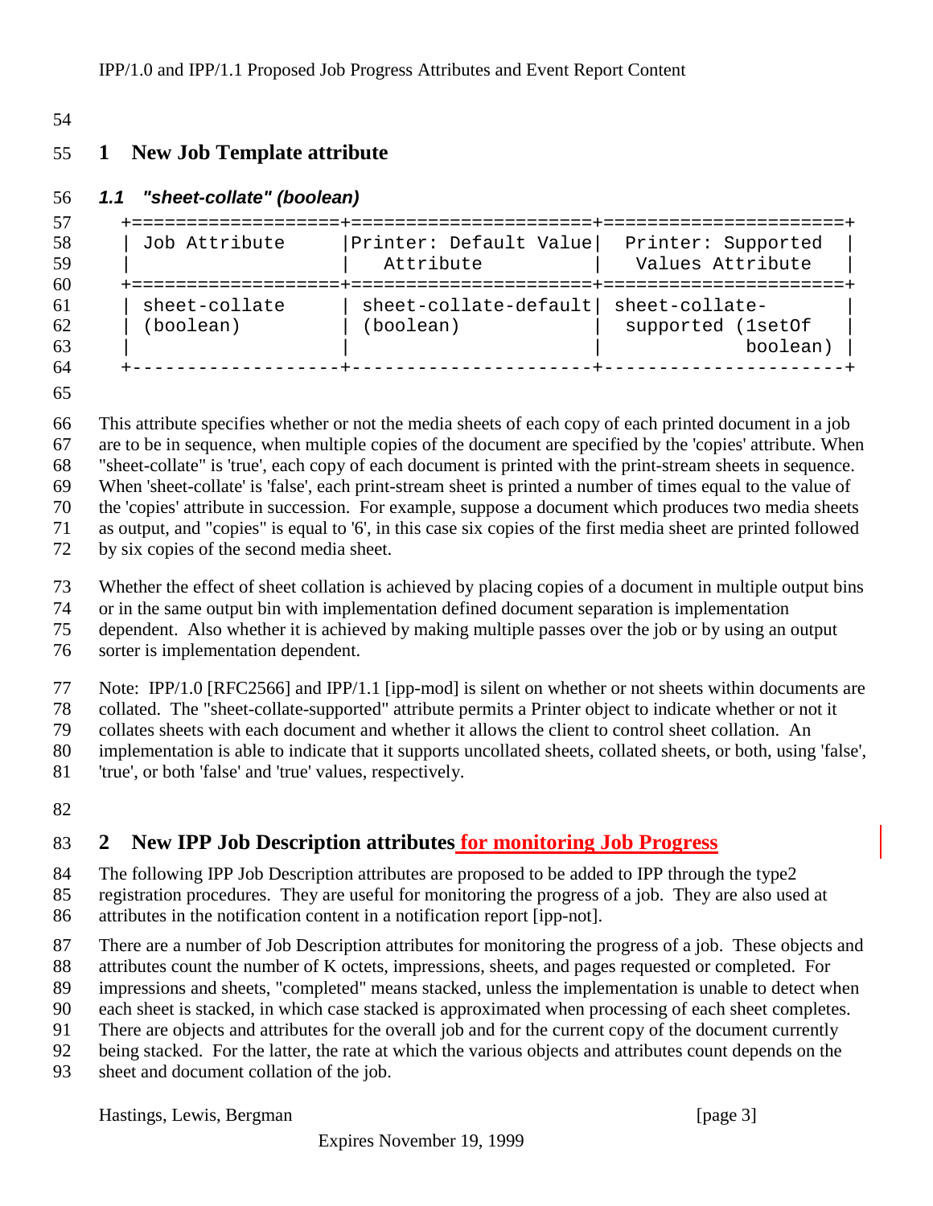# 1 New Job Template attribute

### *1.1 "sheet-collate" (boolean)*

| Job Attribute | Printer: Default Value Attribute | Printer: Supported Values Attribute |
|---|---|---|
| sheet-collate (boolean) | sheet-collate-default (boolean) | sheet-collate-supported (1setOf boolean) |

This attribute specifies whether or not the media sheets of each copy of each printed document in a job are to be in sequence, when multiple copies of the document are specified by the 'copies' attribute. When "sheet-collate" is 'true', each copy of each document is printed with the print-stream sheets in sequence. When 'sheet-collate' is 'false', each print-stream sheet is printed a number of times equal to the value of the 'copies' attribute in succession. For example, suppose a document which produces two media sheets as output, and "copies" is equal to '6', in this case six copies of the first media sheet are printed followed by six copies of the second media sheet.

Whether the effect of sheet collation is achieved by placing copies of a document in multiple output bins or in the same output bin with implementation defined document separation is implementation dependent. Also whether it is achieved by making multiple passes over the job or by using an output sorter is implementation dependent.

Note: IPP/1.0 [RFC2566] and IPP/1.1 [ipp-mod] is silent on whether or not sheets within documents are collated. The "sheet-collate-supported" attribute permits a Printer object to indicate whether or not it collates sheets with each document and whether it allows the client to control sheet collation. An implementation is able to indicate that it supports uncollated sheets, collated sheets, or both, using 'false', 'true', or both 'false' and 'true' values, respectively.

# 2 New IPP Job Description attributes for monitoring Job Progress

The following IPP Job Description attributes are proposed to be added to IPP through the type2 registration procedures. They are useful for monitoring the progress of a job. They are also used at attributes in the notification content in a notification report [ipp-not].

There are a number of Job Description attributes for monitoring the progress of a job. These objects and attributes count the number of K octets, impressions, sheets, and pages requested or completed. For impressions and sheets, "completed" means stacked, unless the implementation is unable to detect when each sheet is stacked, in which case stacked is approximated when processing of each sheet completes. There are objects and attributes for the overall job and for the current copy of the document currently being stacked. For the latter, the rate at which the various objects and attributes count depends on the sheet and document collation of the job.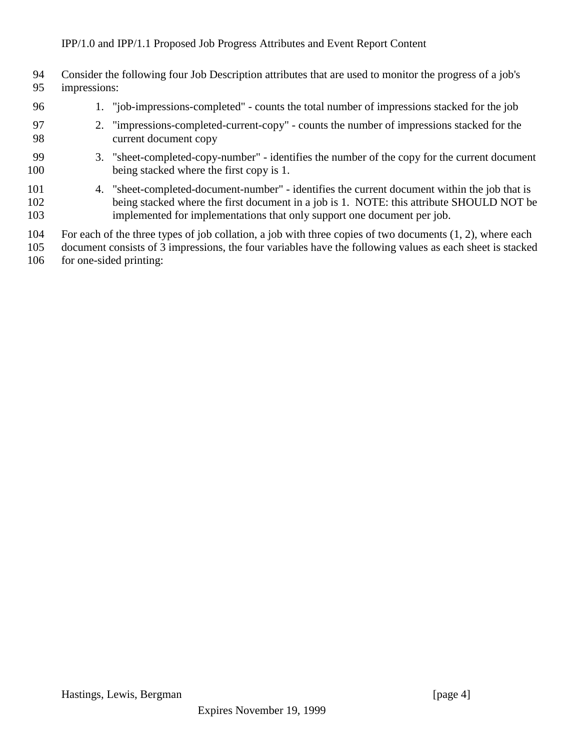Consider the following four Job Description attributes that are used to monitor the progress of a job's impressions:

1. "job-impressions-completed" - counts the total number of impressions stacked for the job
2. "impressions-completed-current-copy" - counts the number of impressions stacked for the current document copy
3. "sheet-completed-copy-number" - identifies the number of the copy for the current document being stacked where the first copy is 1.
4. "sheet-completed-document-number" - identifies the current document within the job that is being stacked where the first document in a job is 1. NOTE: this attribute SHOULD NOT be implemented for implementations that only support one document per job.

For each of the three types of job collation, a job with three copies of two documents (1, 2), where each document consists of 3 impressions, the four variables have the following values as each sheet is stacked for one-sided printing: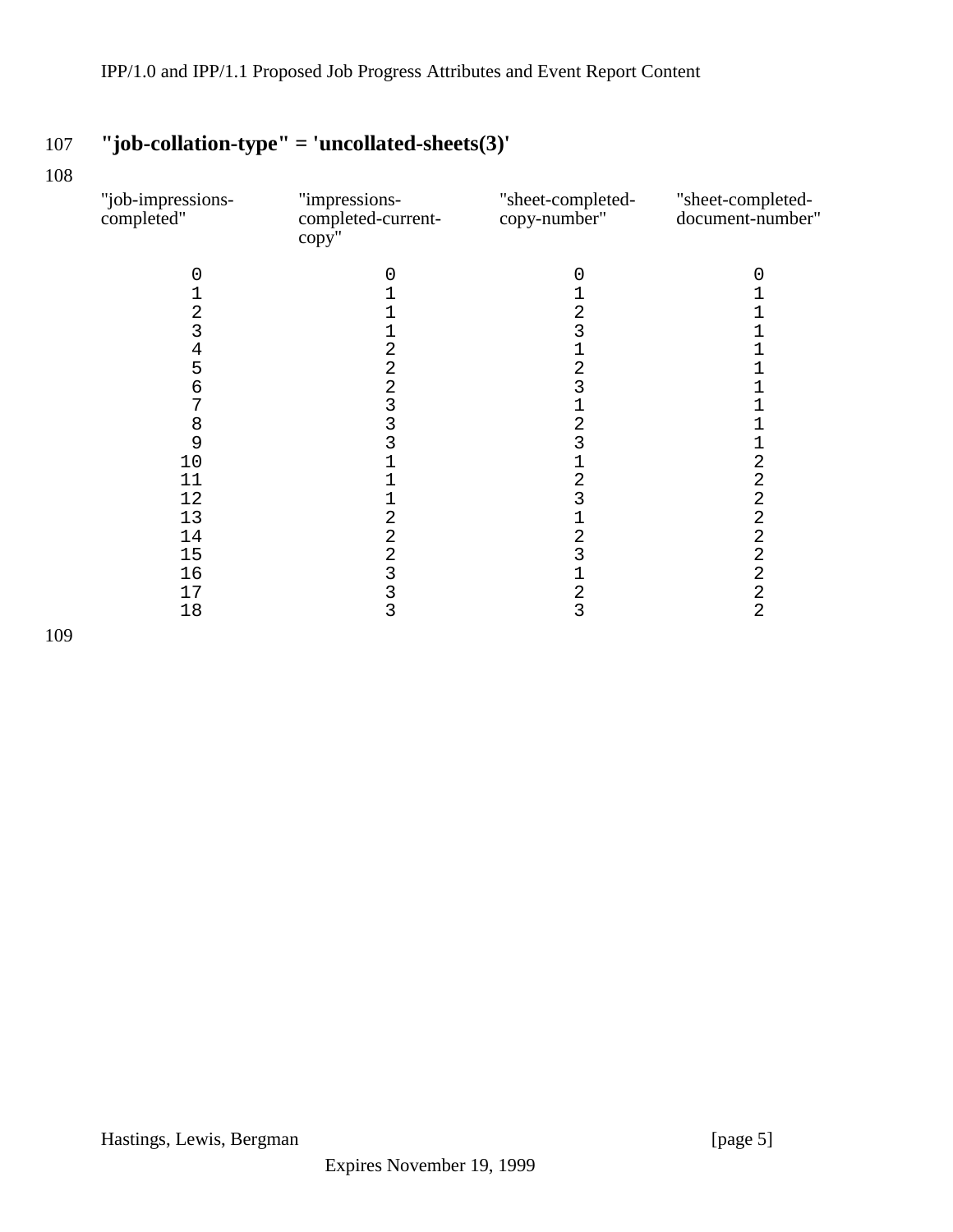**"job-collation-type" = 'uncollated-sheets(3)'**

| "job-impressions-completed" | "impressions-completed-current-copy" | "sheet-completed-copy-number" | "sheet-completed-document-number" |
|---|---|---|---|
| 0 | 0 | 0 | 0 |
| 1 | 1 | 1 | 1 |
| 2 | 1 | 2 | 1 |
| 3 | 1 | 3 | 1 |
| 4 | 2 | 1 | 1 |
| 5 | 2 | 2 | 1 |
| 6 | 2 | 3 | 1 |
| 7 | 3 | 1 | 1 |
| 8 | 3 | 2 | 1 |
| 9 | 3 | 3 | 1 |
| 10 | 1 | 1 | 2 |
| 11 | 1 | 2 | 2 |
| 12 | 1 | 3 | 2 |
| 13 | 2 | 1 | 2 |
| 14 | 2 | 2 | 2 |
| 15 | 2 | 3 | 2 |
| 16 | 3 | 1 | 2 |
| 17 | 3 | 2 | 2 |
| 18 | 3 | 3 | 2 |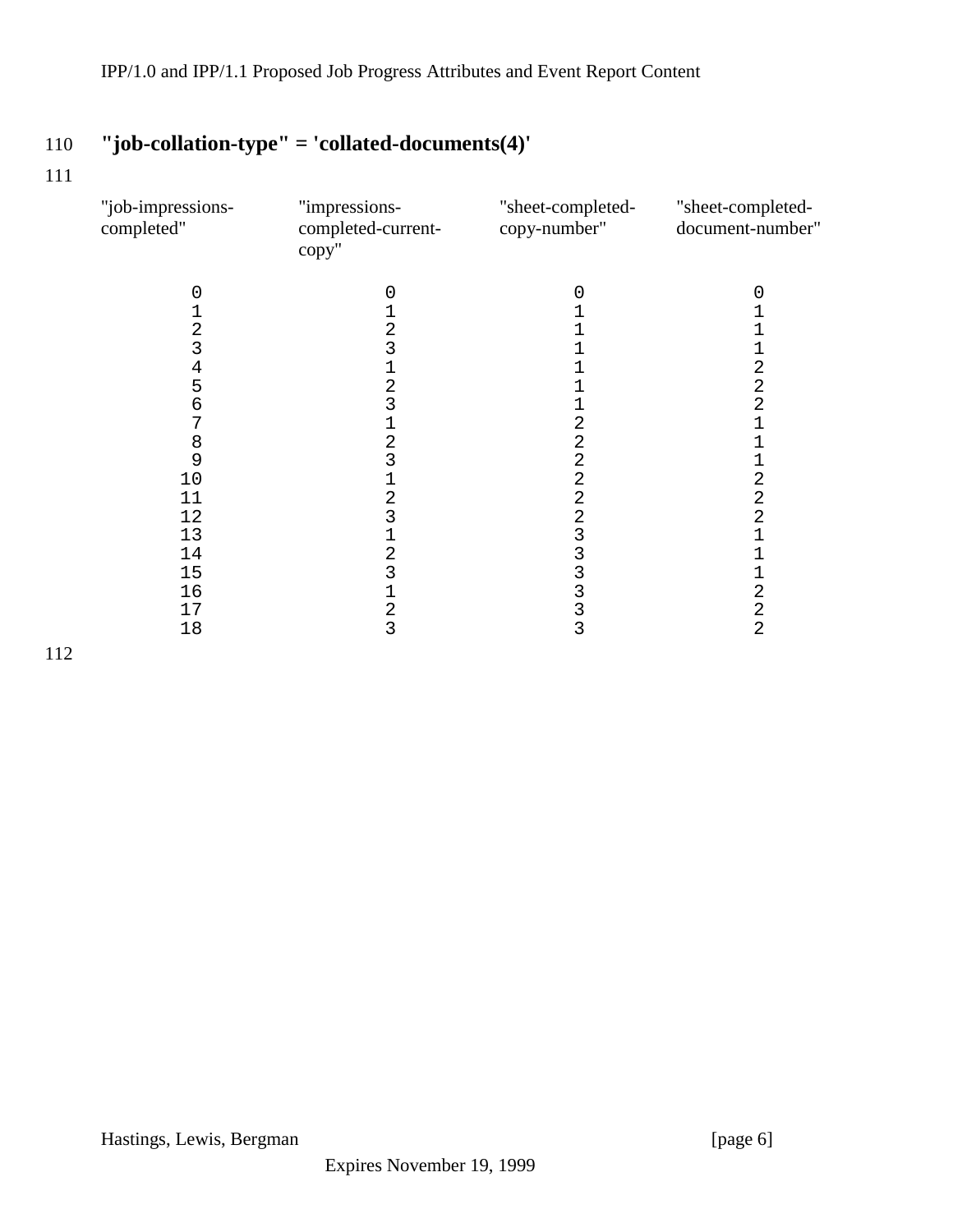## "job-collation-type" = 'collated-documents(4)'

| "job-impressions-completed" | "impressions-completed-current-copy" | "sheet-completed-copy-number" | "sheet-completed-document-number" |
|---|---|---|---|
| 0 | 0 | 0 | 0 |
| 1 | 1 | 1 | 1 |
| 2 | 2 | 1 | 1 |
| 3 | 3 | 1 | 1 |
| 4 | 1 | 1 | 2 |
| 5 | 2 | 1 | 2 |
| 6 | 3 | 1 | 2 |
| 7 | 1 | 2 | 1 |
| 8 | 2 | 2 | 1 |
| 9 | 3 | 2 | 1 |
| 10 | 1 | 2 | 2 |
| 11 | 2 | 2 | 2 |
| 12 | 3 | 2 | 2 |
| 13 | 1 | 3 | 1 |
| 14 | 2 | 3 | 1 |
| 15 | 3 | 3 | 1 |
| 16 | 1 | 3 | 2 |
| 17 | 2 | 3 | 2 |
| 18 | 3 | 3 | 2 |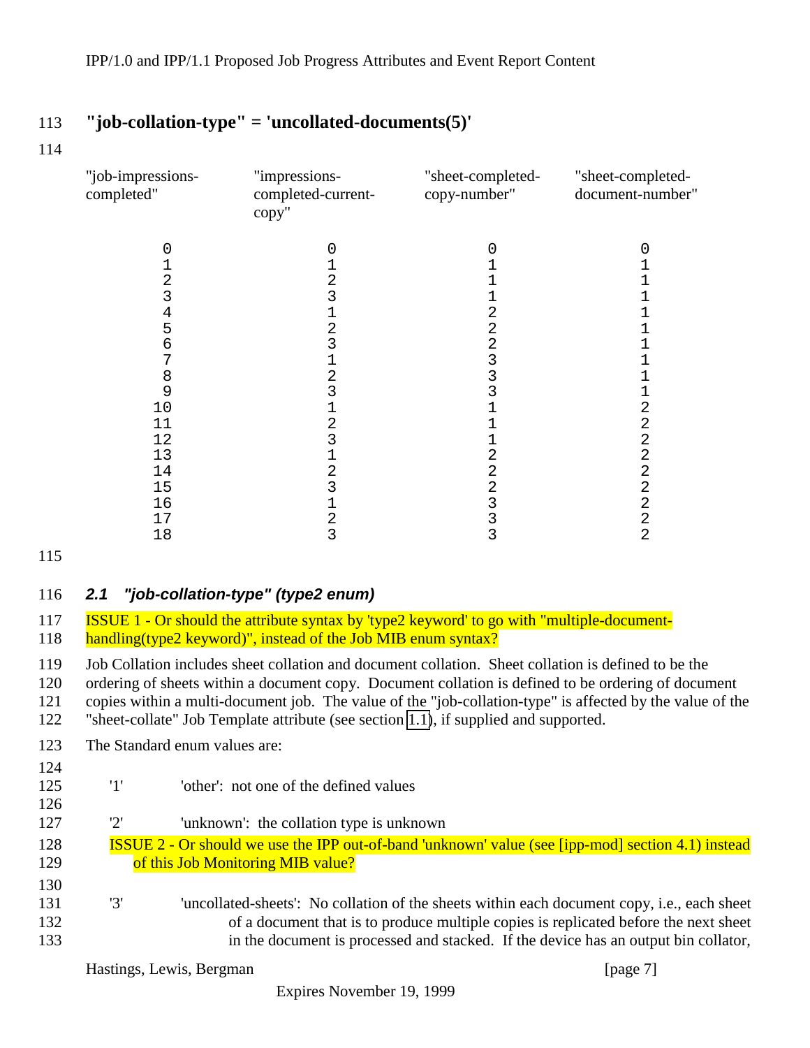**"job-collation-type" = 'uncollated-documents(5)'**

| "job-impressions-completed" | "impressions-completed-current-copy" | "sheet-completed-copy-number" | "sheet-completed-document-number" |
|---|---|---|---|
| 0 | 0 | 0 | 0 |
| 1 | 1 | 1 | 1 |
| 2 | 2 | 1 | 1 |
| 3 | 3 | 1 | 1 |
| 4 | 1 | 2 | 1 |
| 5 | 2 | 2 | 1 |
| 6 | 3 | 2 | 1 |
| 7 | 1 | 3 | 1 |
| 8 | 2 | 3 | 1 |
| 9 | 3 | 3 | 1 |
| 10 | 1 | 1 | 2 |
| 11 | 2 | 1 | 2 |
| 12 | 3 | 1 | 2 |
| 13 | 1 | 2 | 2 |
| 14 | 2 | 2 | 2 |
| 15 | 3 | 2 | 2 |
| 16 | 1 | 3 | 2 |
| 17 | 2 | 3 | 2 |
| 18 | 3 | 3 | 2 |

## 2.1 "job-collation-type" (type2 enum)

ISSUE 1 - Or should the attribute syntax by 'type2 keyword' to go with "multiple-document-handling(type2 keyword)", instead of the Job MIB enum syntax?

Job Collation includes sheet collation and document collation. Sheet collation is defined to be the ordering of sheets within a document copy. Document collation is defined to be ordering of document copies within a multi-document job. The value of the "job-collation-type" is affected by the value of the "sheet-collate" Job Template attribute (see section 1.1), if supplied and supported.

The Standard enum values are:

'1' 'other': not one of the defined values

'2' 'unknown': the collation type is unknown

ISSUE 2 - Or should we use the IPP out-of-band 'unknown' value (see [ipp-mod] section 4.1) instead of this Job Monitoring MIB value?

'3' 'uncollated-sheets': No collation of the sheets within each document copy, i.e., each sheet of a document that is to produce multiple copies is replicated before the next sheet in the document is processed and stacked. If the device has an output bin collator,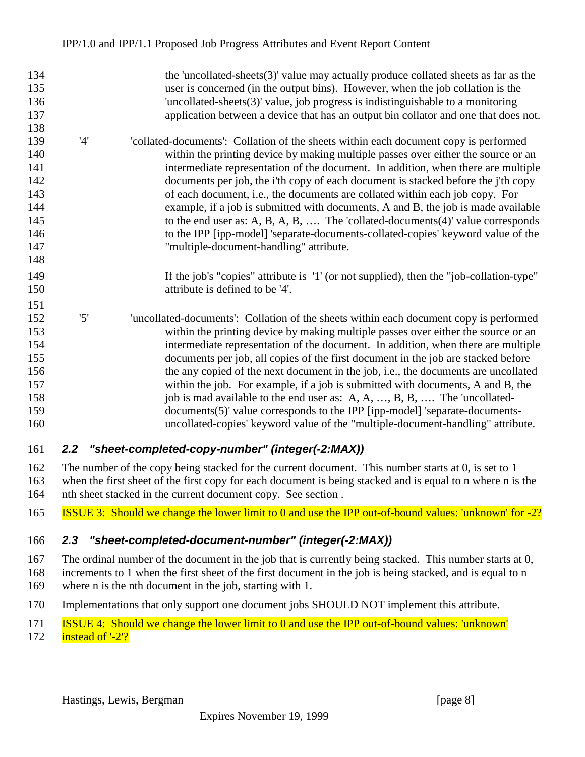the 'uncollated-sheets(3)' value may actually produce collated sheets as far as the user is concerned (in the output bins). However, when the job collation is the 'uncollated-sheets(3)' value, job progress is indistinguishable to a monitoring application between a device that has an output bin collator and one that does not.

'4' 'collated-documents': Collation of the sheets within each document copy is performed within the printing device by making multiple passes over either the source or an intermediate representation of the document. In addition, when there are multiple documents per job, the i'th copy of each document is stacked before the j'th copy of each document, i.e., the documents are collated within each job copy. For example, if a job is submitted with documents, A and B, the job is made available to the end user as: A, B, A, B, …. The 'collated-documents(4)' value corresponds to the IPP [ipp-model] 'separate-documents-collated-copies' keyword value of the "multiple-document-handling" attribute.

If the job's "copies" attribute is '1' (or not supplied), then the "job-collation-type" attribute is defined to be '4'.

'5' 'uncollated-documents': Collation of the sheets within each document copy is performed within the printing device by making multiple passes over either the source or an intermediate representation of the document. In addition, when there are multiple documents per job, all copies of the first document in the job are stacked before the any copied of the next document in the job, i.e., the documents are uncollated within the job. For example, if a job is submitted with documents, A and B, the job is mad available to the end user as: A, A, …, B, B, …. The 'uncollated-documents(5)' value corresponds to the IPP [ipp-model] 'separate-documents-uncollated-copies' keyword value of the "multiple-document-handling" attribute.

### *2.2 "sheet-completed-copy-number" (integer(-2:MAX))*

The number of the copy being stacked for the current document. This number starts at 0, is set to 1 when the first sheet of the first copy for each document is being stacked and is equal to n where n is the nth sheet stacked in the current document copy. See section .

ISSUE 3: Should we change the lower limit to 0 and use the IPP out-of-bound values: 'unknown' for -2?

### *2.3 "sheet-completed-document-number" (integer(-2:MAX))*

The ordinal number of the document in the job that is currently being stacked. This number starts at 0, increments to 1 when the first sheet of the first document in the job is being stacked, and is equal to n where n is the nth document in the job, starting with 1.

Implementations that only support one document jobs SHOULD NOT implement this attribute.

ISSUE 4: Should we change the lower limit to 0 and use the IPP out-of-bound values: 'unknown' instead of '-2'?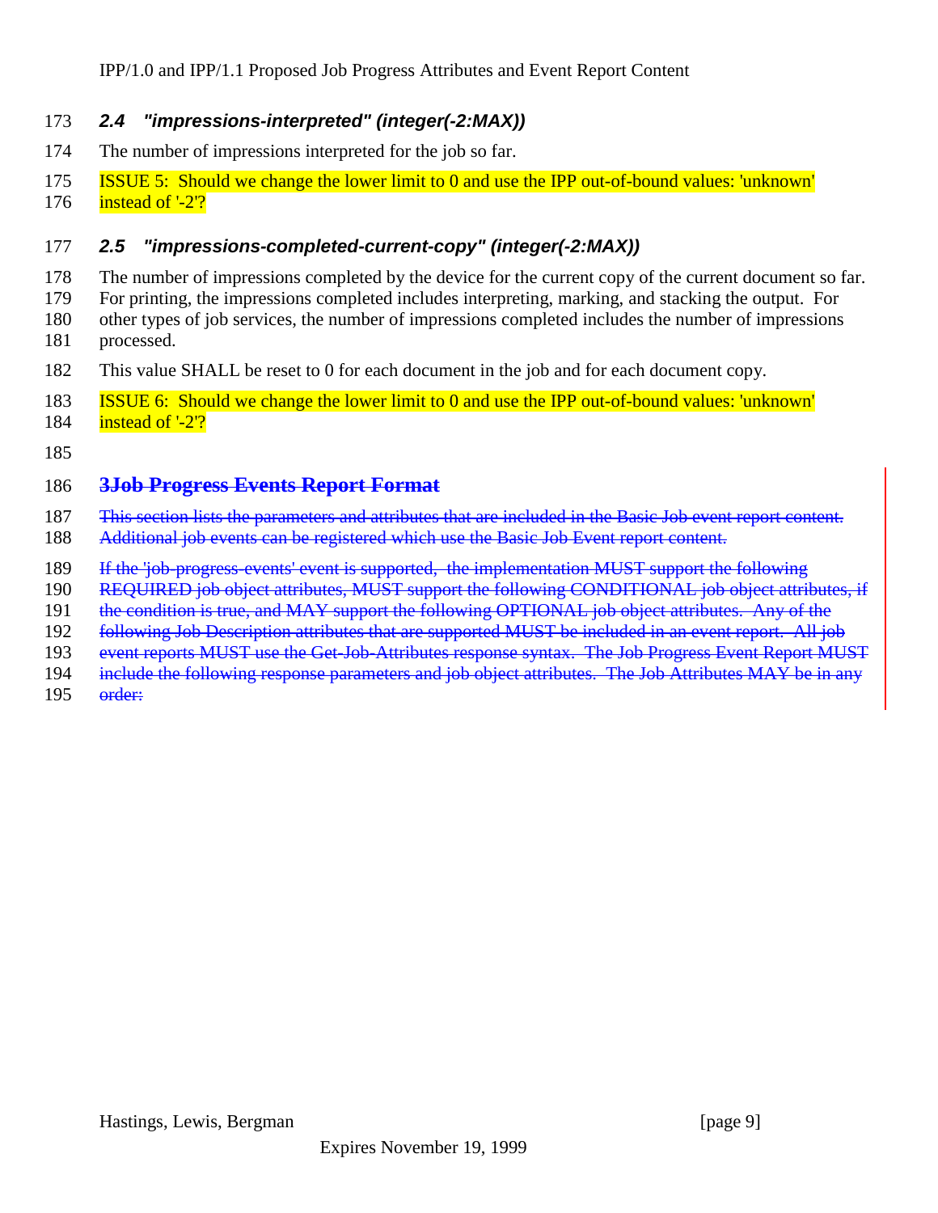### 2.4 "impressions-interpreted" (integer(-2:MAX))

The number of impressions interpreted for the job so far.

ISSUE 5: Should we change the lower limit to 0 and use the IPP out-of-bound values: 'unknown' instead of '-2'?

### 2.5 "impressions-completed-current-copy" (integer(-2:MAX))

The number of impressions completed by the device for the current copy of the current document so far. For printing, the impressions completed includes interpreting, marking, and stacking the output. For other types of job services, the number of impressions completed includes the number of impressions processed.

This value SHALL be reset to 0 for each document in the job and for each document copy.

ISSUE 6: Should we change the lower limit to 0 and use the IPP out-of-bound values: 'unknown' instead of '-2'?

## ~~3 Job Progress Events Report Format~~

~~This section lists the parameters and attributes that are included in the Basic Job event report content. Additional job events can be registered which use the Basic Job Event report content.~~

~~If the 'job-progress-events' event is supported, the implementation MUST support the following REQUIRED job object attributes, MUST support the following CONDITIONAL job object attributes, if the condition is true, and MAY support the following OPTIONAL job object attributes. Any of the following Job Description attributes that are supported MUST be included in an event report. All job event reports MUST use the Get-Job-Attributes response syntax. The Job Progress Event Report MUST include the following response parameters and job object attributes. The Job Attributes MAY be in any order:~~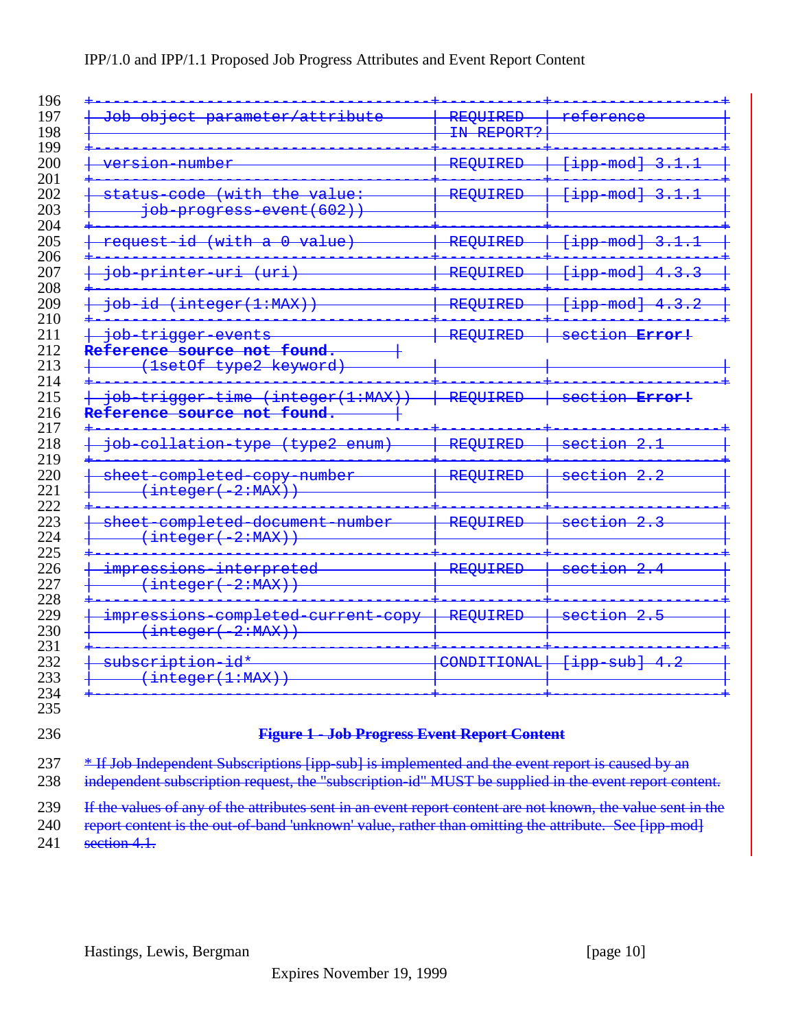| Job object parameter/attribute | REQUIRED IN REPORT? | reference |
|---|---|---|
| version-number | REQUIRED | [ipp-mod] 3.1.1 |
| status-code (with the value: job-progress-event(602)) | REQUIRED | [ipp-mod] 3.1.1 |
| request-id (with a 0 value) | REQUIRED | [ipp-mod] 3.1.1 |
| job-printer-uri (uri) | REQUIRED | [ipp-mod] 4.3.3 |
| job-id (integer(1:MAX)) | REQUIRED | [ipp-mod] 4.3.2 |
| job-trigger-events **Reference source not found.** (1setOf type2 keyword) | REQUIRED | section **Error!** |
| job-trigger-time (integer(1:MAX)) **Reference source not found.** | REQUIRED | section **Error!** |
| job-collation-type (type2 enum) | REQUIRED | section 2.1 |
| sheet-completed-copy-number (integer(-2:MAX)) | REQUIRED | section 2.2 |
| sheet-completed-document-number (integer(-2:MAX)) | REQUIRED | section 2.3 |
| impressions-interpreted (integer(-2:MAX)) | REQUIRED | section 2.4 |
| impressions-completed-current-copy (integer(-2:MAX)) | REQUIRED | section 2.5 |
| subscription-id* (integer(1:MAX)) | CONDITIONAL | [ipp-sub] 4.2 |

**Figure 1 - Job Progress Event Report Content**

* If Job Independent Subscriptions [ipp-sub] is implemented and the event report is caused by an independent subscription request, the "subscription-id" MUST be supplied in the event report content.

If the values of any of the attributes sent in an event report content are not known, the value sent in the report content is the out-of-band 'unknown' value, rather than omitting the attribute. See [ipp-mod] section 4.1.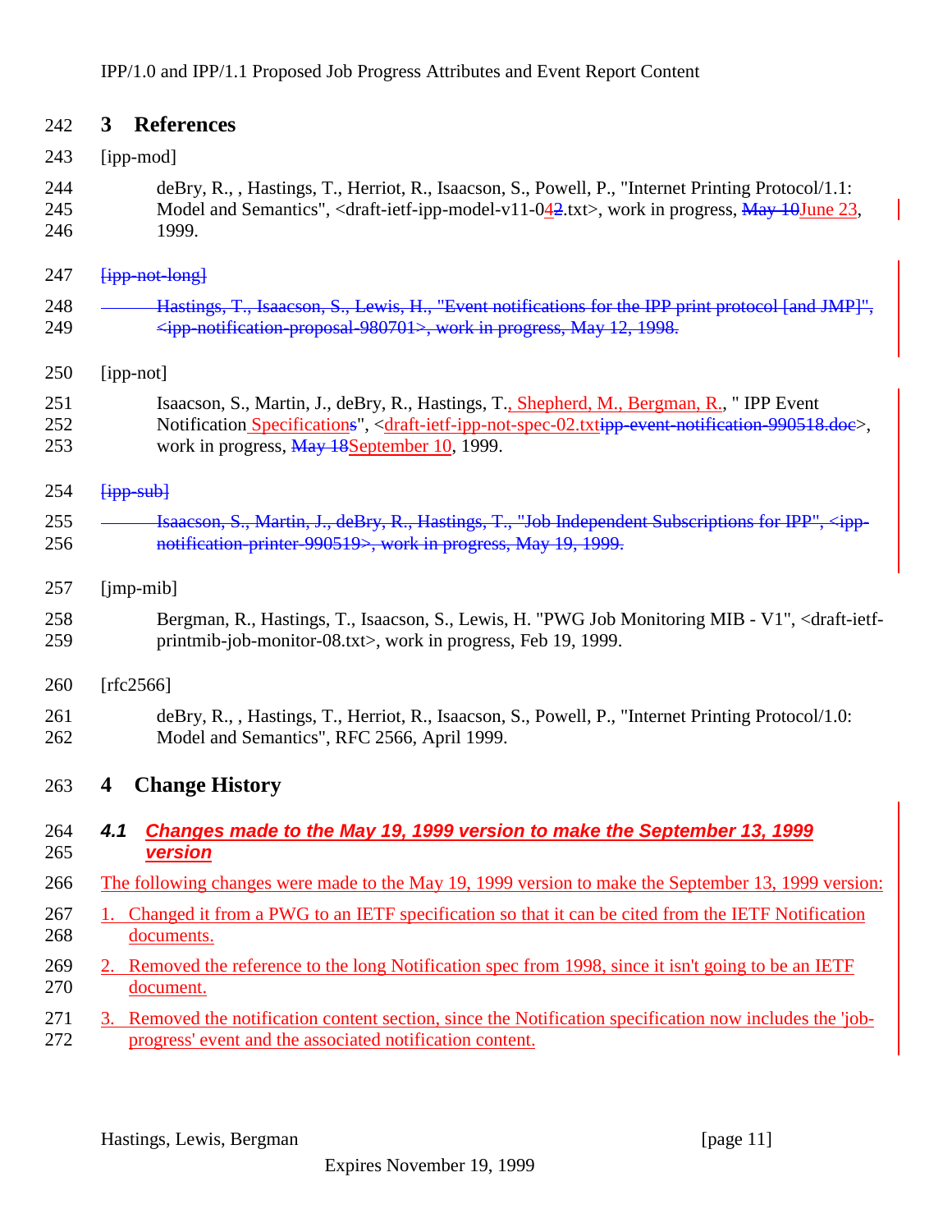# 3 References

[ipp-mod]

deBry, R., , Hastings, T., Herriot, R., Isaacson, S., Powell, P., "Internet Printing Protocol/1.1: Model and Semantics", <draft-ietf-ipp-model-v11-04~~2~~.txt>, work in progress, ~~May 10~~June 23, 1999.

~~[ipp-not-long]~~

~~Hastings, T., Isaacson, S., Lewis, H., "Event notifications for the IPP print protocol [and JMP]", <ipp-notification-proposal-980701>, work in progress, May 12, 1998.~~

[ipp-not]

Isaacson, S., Martin, J., deBry, R., Hastings, T., Shepherd, M., Bergman, R., " IPP Event Notification Specification~~s~~", <draft-ietf-ipp-not-spec-02.txt~~ipp-event-notification-990518.doc~~>, work in progress, ~~May 18~~September 10, 1999.

~~[ipp-sub]~~

~~Isaacson, S., Martin, J., deBry, R., Hastings, T., "Job Independent Subscriptions for IPP", <ipp-notification-printer-990519>, work in progress, May 19, 1999.~~

[jmp-mib]

Bergman, R., Hastings, T., Isaacson, S., Lewis, H. "PWG Job Monitoring MIB - V1", <draft-ietf-printmib-job-monitor-08.txt>, work in progress, Feb 19, 1999.

[rfc2566]

deBry, R., , Hastings, T., Herriot, R., Isaacson, S., Powell, P., "Internet Printing Protocol/1.0: Model and Semantics", RFC 2566, April 1999.

# 4 Change History

## 4.1 Changes made to the May 19, 1999 version to make the September 13, 1999 version

The following changes were made to the May 19, 1999 version to make the September 13, 1999 version:

1. Changed it from a PWG to an IETF specification so that it can be cited from the IETF Notification documents.
2. Removed the reference to the long Notification spec from 1998, since it isn't going to be an IETF document.
3. Removed the notification content section, since the Notification specification now includes the 'job-progress' event and the associated notification content.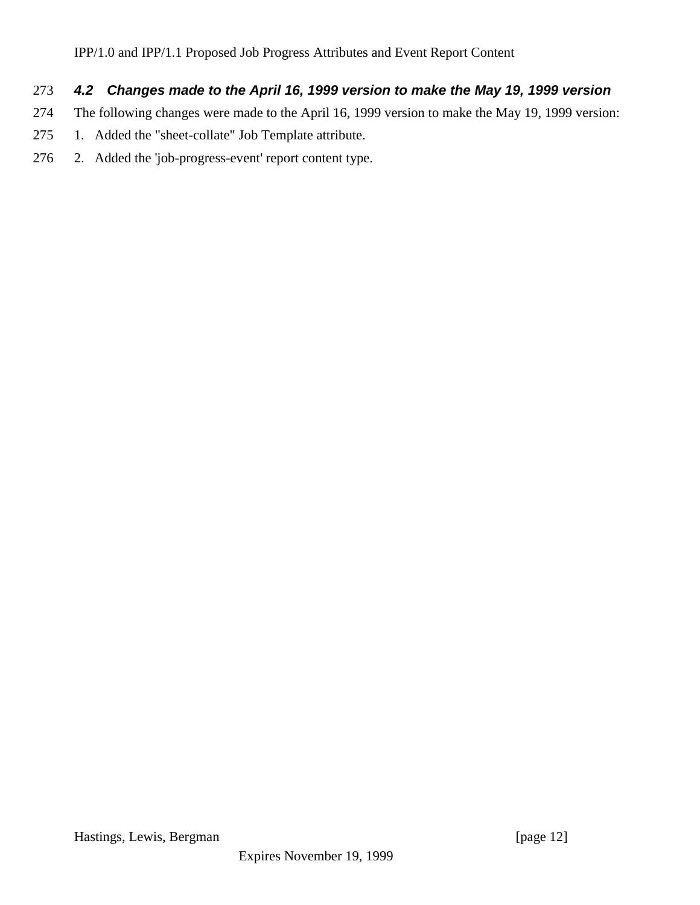### 4.2 Changes made to the April 16, 1999 version to make the May 19, 1999 version

The following changes were made to the April 16, 1999 version to make the May 19, 1999 version:

1. Added the "sheet-collate" Job Template attribute.
2. Added the 'job-progress-event' report content type.